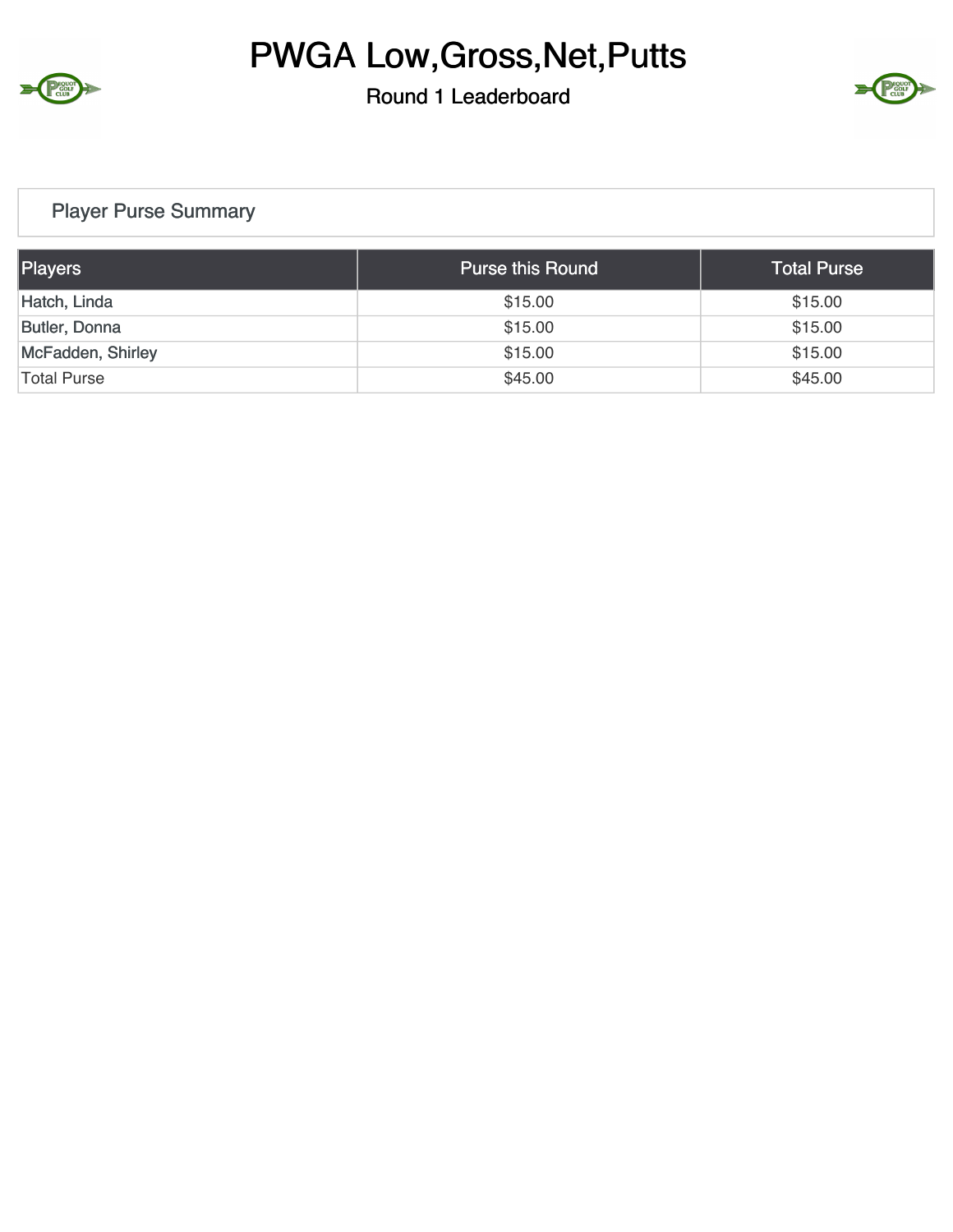# PWGA Low,Gross,Net,Putts

## Round 1 Leaderboard

### Player Purse Summary

| Players | Purse this Round | Total Purse |
| --- | --- | --- |
| Hatch, Linda | $15.00 | $15.00 |
| Butler, Donna | $15.00 | $15.00 |
| McFadden, Shirley | $15.00 | $15.00 |
| Total Purse | $45.00 | $45.00 |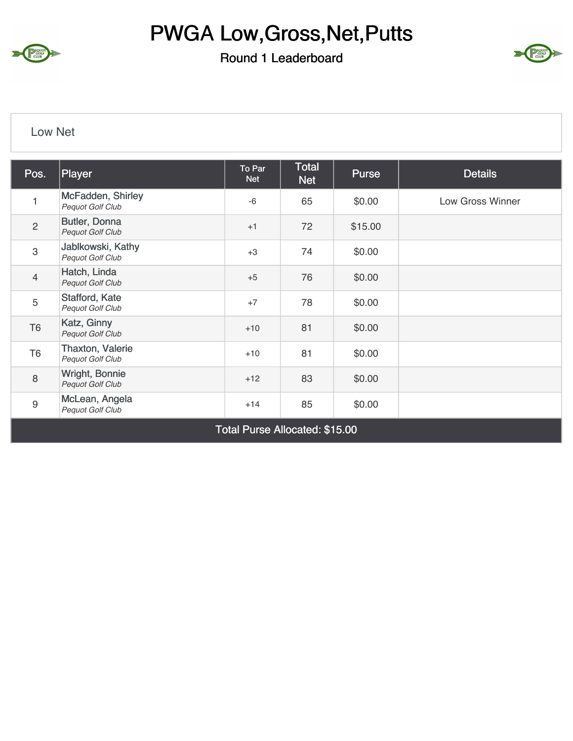# PWGA Low,Gross,Net,Putts

## Round 1 Leaderboard

### Low Net

| Pos. | Player | To Par Net | Total Net | Purse | Details |
|---|---|---|---|---|---|
| 1 | McFadden, Shirley *Pequot Golf Club* | -6 | 65 | $0.00 | Low Gross Winner |
| 2 | Butler, Donna *Pequot Golf Club* | +1 | 72 | $15.00 | |
| 3 | Jablkowski, Kathy *Pequot Golf Club* | +3 | 74 | $0.00 | |
| 4 | Hatch, Linda *Pequot Golf Club* | +5 | 76 | $0.00 | |
| 5 | Stafford, Kate *Pequot Golf Club* | +7 | 78 | $0.00 | |
| T6 | Katz, Ginny *Pequot Golf Club* | +10 | 81 | $0.00 | |
| T6 | Thaxton, Valerie *Pequot Golf Club* | +10 | 81 | $0.00 | |
| 8 | Wright, Bonnie *Pequot Golf Club* | +12 | 83 | $0.00 | |
| 9 | McLean, Angela *Pequot Golf Club* | +14 | 85 | $0.00 | |
| Total Purse Allocated: $15.00 | | | | | |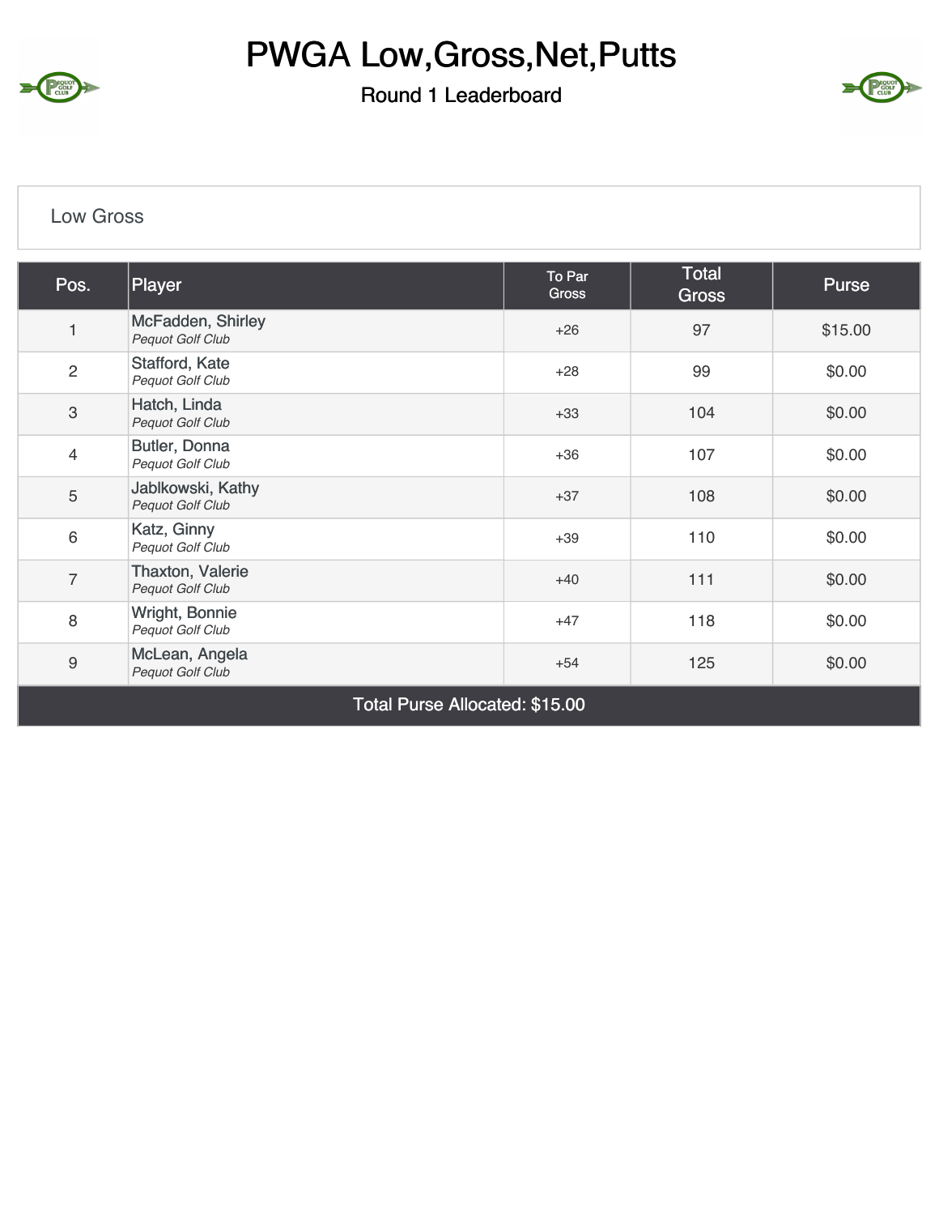# PWGA Low,Gross,Net,Putts

## Round 1 Leaderboard

### Low Gross

| Pos. | Player | To Par Gross | Total Gross | Purse |
|---|---|---|---|---|
| 1 | McFadden, Shirley *Pequot Golf Club* | +26 | 97 | $15.00 |
| 2 | Stafford, Kate *Pequot Golf Club* | +28 | 99 | $0.00 |
| 3 | Hatch, Linda *Pequot Golf Club* | +33 | 104 | $0.00 |
| 4 | Butler, Donna *Pequot Golf Club* | +36 | 107 | $0.00 |
| 5 | Jablkowski, Kathy *Pequot Golf Club* | +37 | 108 | $0.00 |
| 6 | Katz, Ginny *Pequot Golf Club* | +39 | 110 | $0.00 |
| 7 | Thaxton, Valerie *Pequot Golf Club* | +40 | 111 | $0.00 |
| 8 | Wright, Bonnie *Pequot Golf Club* | +47 | 118 | $0.00 |
| 9 | McLean, Angela *Pequot Golf Club* | +54 | 125 | $0.00 |
| Total Purse Allocated: $15.00 | | | | |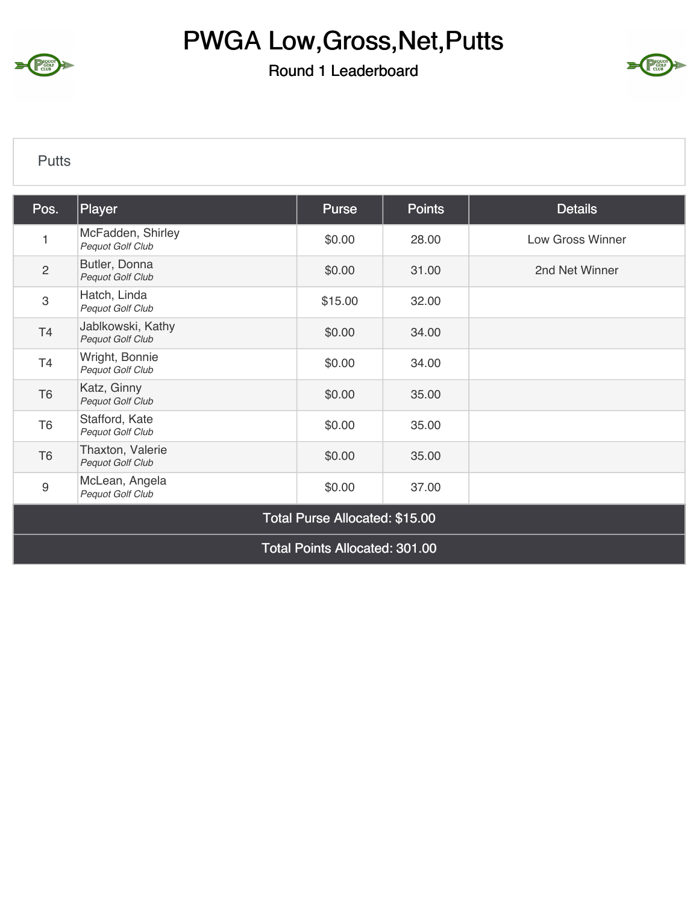# PWGA Low,Gross,Net,Putts

## Round 1 Leaderboard

### Putts

| Pos. | Player | Purse | Points | Details |
|---|---|---|---|---|
| 1 | McFadden, Shirley<br>*Pequot Golf Club* | $0.00 | 28.00 | Low Gross Winner |
| 2 | Butler, Donna<br>*Pequot Golf Club* | $0.00 | 31.00 | 2nd Net Winner |
| 3 | Hatch, Linda<br>*Pequot Golf Club* | $15.00 | 32.00 | |
| T4 | Jablkowski, Kathy<br>*Pequot Golf Club* | $0.00 | 34.00 | |
| T4 | Wright, Bonnie<br>*Pequot Golf Club* | $0.00 | 34.00 | |
| T6 | Katz, Ginny<br>*Pequot Golf Club* | $0.00 | 35.00 | |
| T6 | Stafford, Kate<br>*Pequot Golf Club* | $0.00 | 35.00 | |
| T6 | Thaxton, Valerie<br>*Pequot Golf Club* | $0.00 | 35.00 | |
| 9 | McLean, Angela<br>*Pequot Golf Club* | $0.00 | 37.00 | |
| Total Purse Allocated: $15.00 | | | | |
| Total Points Allocated: 301.00 | | | | |